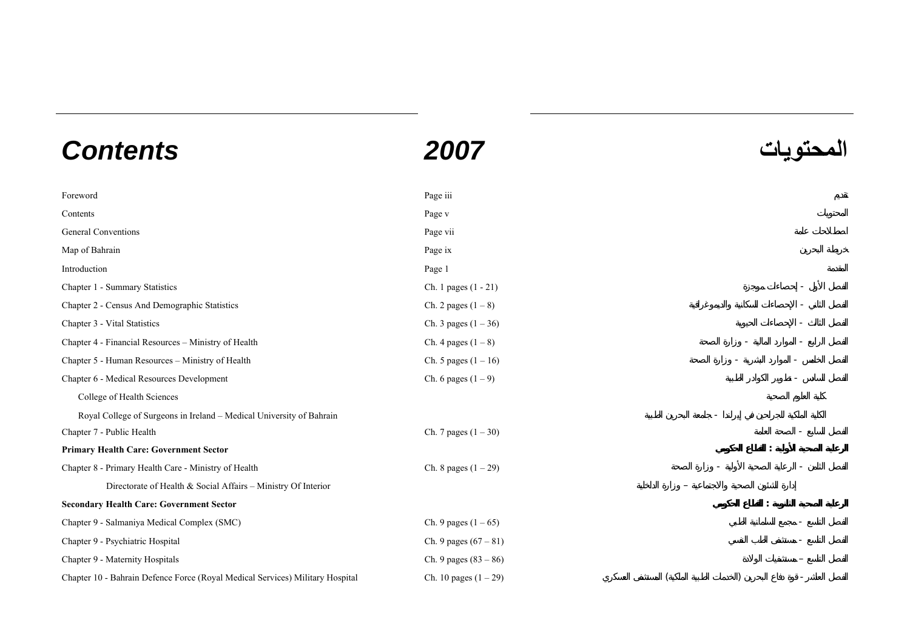# *Contents* **2007** المحتويات

| | | |
|---|---|---|
| Foreword | Page iii | تقديم |
| Contents | Page v | المحتويات |
| General Conventions | Page vii | اصطلاحات عامة |
| Map of Bahrain | Page ix | خريطة البحرين |
| Introduction | Page 1 | المقدمة |
| Chapter 1 - Summary Statistics | Ch. 1 pages (1 - 21) | الفصل الأول - إحصاءات موجزة |
| Chapter 2 - Census And Demographic Statistics | Ch. 2 pages (1 – 8) | الفصل الثاني - الإحصاءات السكانية والديموغرافية |
| Chapter 3 - Vital Statistics | Ch. 3 pages (1 – 36) | الفصل الثالث - الإحصاءات الحيوية |
| Chapter 4 - Financial Resources – Ministry of Health | Ch. 4 pages (1 – 8) | الفصل الرابع - الموارد المالية - وزارة الصحة |
| Chapter 5 - Human Resources – Ministry of Health | Ch. 5 pages (1 – 16) | الفصل الخامس - الموارد البشرية - وزارة الصحة |
| Chapter 6 - Medical Resources Development | Ch. 6 pages (1 – 9) | الفصل السادس - تطوير الكوادر الطبية |
| College of Health Sciences | | كلية العلوم الصحية |
| Royal College of Surgeons in Ireland – Medical University of Bahrain | | الكلية الملكية للجراحين في إيرلندا - جامعة البحرين الطبية |
| Chapter 7 - Public Health | Ch. 7 pages (1 – 30) | الفصل السابع - الصحة العامة |
| **Primary Health Care: Government Sector** | | **الرعاية الصحية الأولية : القطاع الحكومي** |
| Chapter 8 - Primary Health Care - Ministry of Health | Ch. 8 pages (1 – 29) | الفصل الثامن - الرعاية الصحية الأولية - وزارة الصحة |
| Directorate of Health & Social Affairs – Ministry Of Interior | | إدارة الشئون الصحية والاجتماعية – وزارة الداخلية |
| **Secondary Health Care: Government Sector** | | **الرعاية الصحية الثانوية : القطاع الحكومي** |
| Chapter 9 - Salmaniya Medical Complex (SMC) | Ch. 9 pages (1 – 65) | الفصل التاسع - مجمع السلمانية الطبي |
| Chapter 9 - Psychiatric Hospital | Ch. 9 pages (67 – 81) | الفصل التاسع - مستشفى الطب النفسي |
| Chapter 9 - Maternity Hospitals | Ch. 9 pages (83 – 86) | الفصل التاسع – مستشفيات الولادة |
| Chapter 10 - Bahrain Defence Force (Royal Medical Services) Military Hospital | Ch. 10 pages (1 – 29) | الفصل العاشر - قوة دفاع البحرين (الخدمات الطبية الملكية) المستشفى العسكري |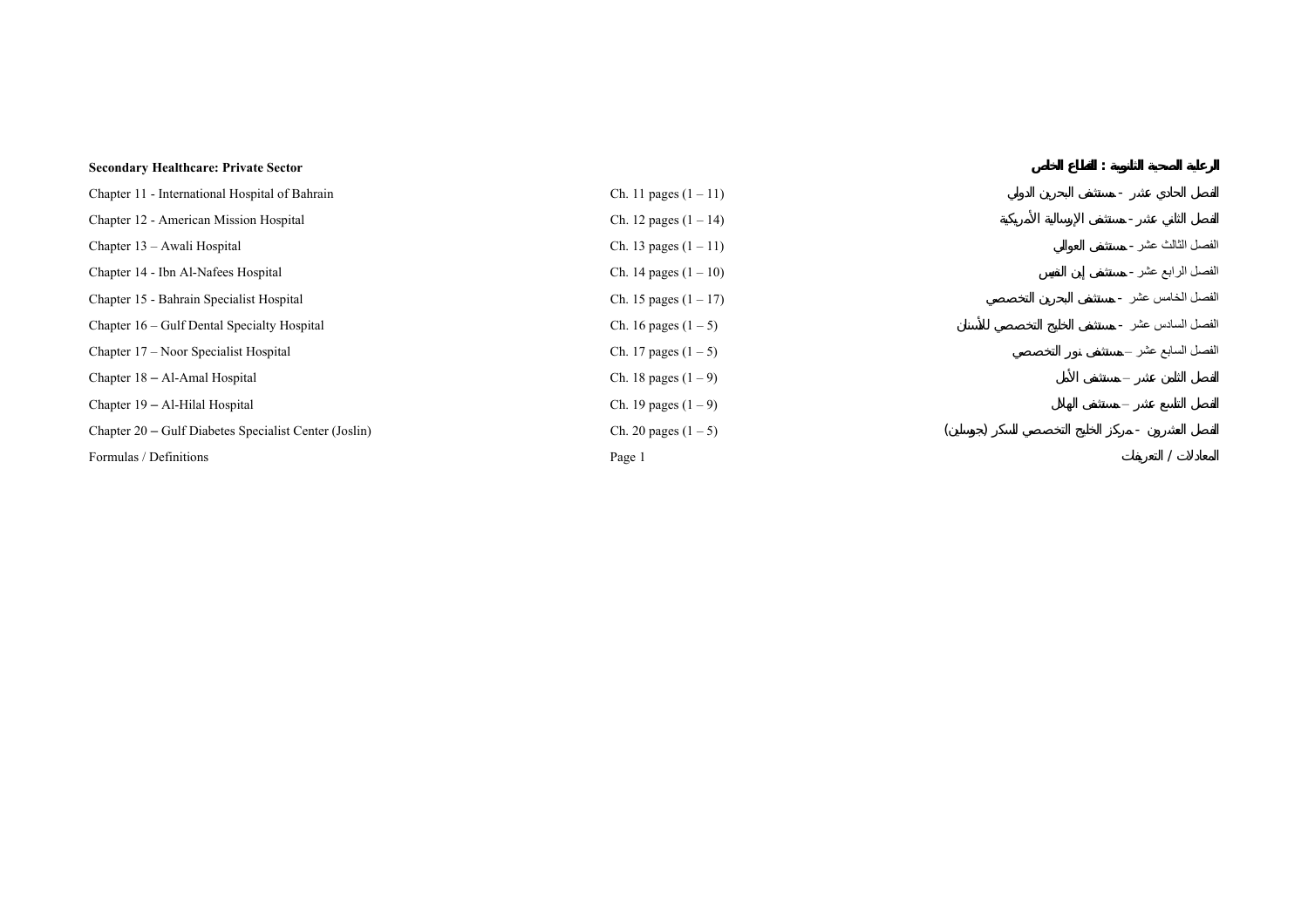| | | |
|---|---|---|
| **Secondary Healthcare: Private Sector** | | **الرعاية الصحية الثانوية : القطاع الخاص** |
| Chapter 11 - International Hospital of Bahrain | Ch. 11 pages (1 – 11) | الفصل الحادي عشر - مستشفى البحرين الدولي |
| Chapter 12 - American Mission Hospital | Ch. 12 pages (1 – 14) | الفصل الثاني عشر - مستشفى الإرسالية الأمريكية |
| Chapter 13 – Awali Hospital | Ch. 13 pages (1 – 11) | الفصل الثالث عشر - مستشفى العوالي |
| Chapter 14 - Ibn Al-Nafees Hospital | Ch. 14 pages (1 – 10) | الفصل الرابع عشر - مستشفى إبن النفيس |
| Chapter 15 - Bahrain Specialist Hospital | Ch. 15 pages (1 – 17) | الفصل الخامس عشر - مستشفى البحرين التخصصي |
| Chapter 16 – Gulf Dental Specialty Hospital | Ch. 16 pages (1 – 5) | الفصل السادس عشر - مستشفى الخليج التخصصي للأسنان |
| Chapter 17 – Noor Specialist Hospital | Ch. 17 pages (1 – 5) | الفصل السابع عشر – مستشفى نور التخصصي |
| Chapter 18 – Al-Amal Hospital | Ch. 18 pages (1 – 9) | الفصل الثامن عشر – مستشفى الأمل |
| Chapter 19 – Al-Hilal Hospital | Ch. 19 pages (1 – 9) | الفصل التاسع عشر – مستشفى الهلال |
| Chapter 20 – Gulf Diabetes Specialist Center (Joslin) | Ch. 20 pages (1 – 5) | الفصل العشرون - مركز الخليج التخصصي للسكر (جوسلين) |
| Formulas / Definitions | Page 1 | المعادلات / التعريفات |